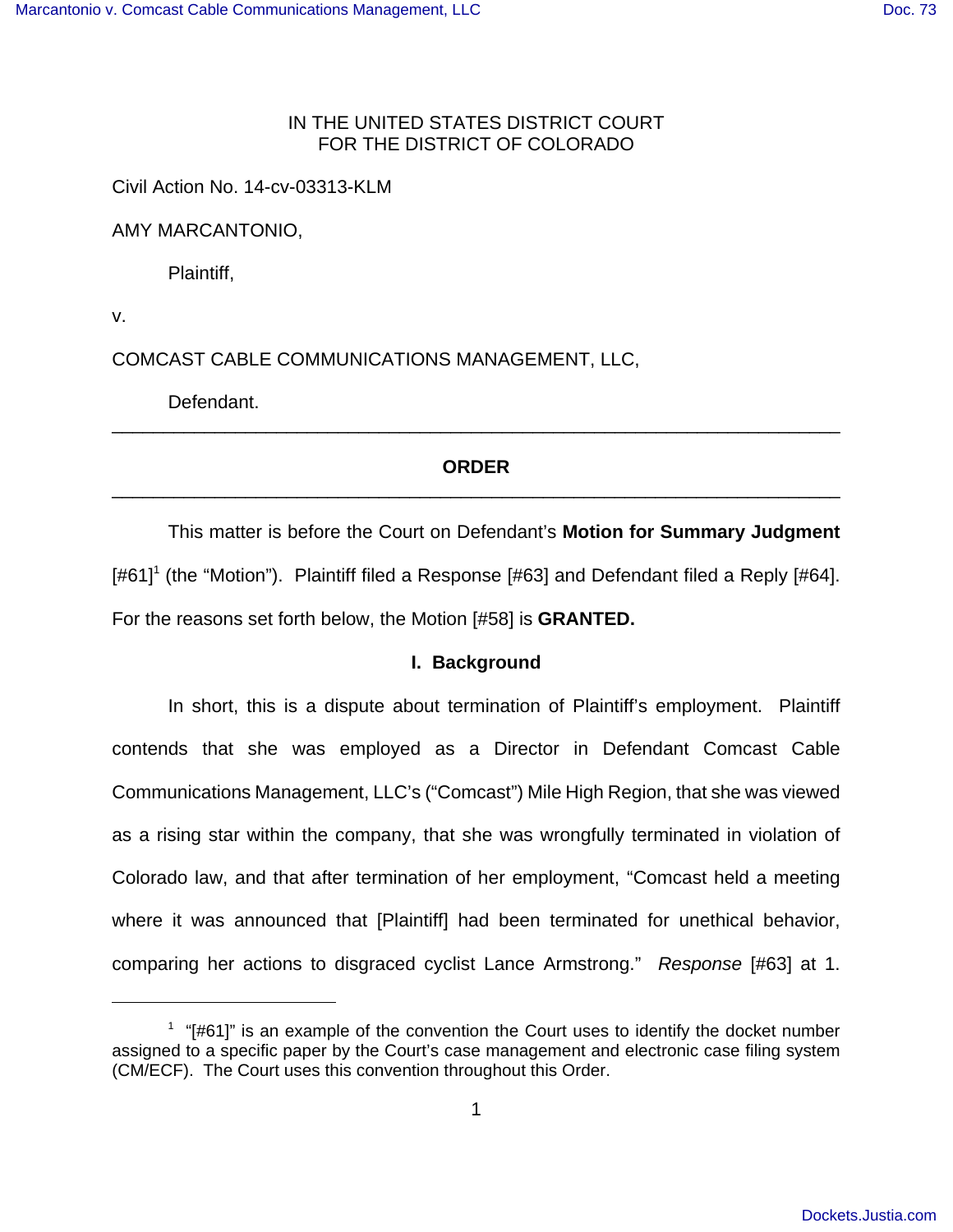IN THE UNITED STATES DISTRICT COURT
FOR THE DISTRICT OF COLORADO

Civil Action No. 14-cv-03313-KLM

AMY MARCANTONIO,

Plaintiff,

v.

COMCAST CABLE COMMUNICATIONS MANAGEMENT, LLC,

Defendant.

---

**ORDER**

---

This matter is before the Court on Defendant's **Motion for Summary Judgment** [#61][1] (the "Motion"). Plaintiff filed a Response [#63] and Defendant filed a Reply [#64]. For the reasons set forth below, the Motion [#58] is **GRANTED.**

**I. Background**

In short, this is a dispute about termination of Plaintiff's employment. Plaintiff contends that she was employed as a Director in Defendant Comcast Cable Communications Management, LLC's ("Comcast") Mile High Region, that she was viewed as a rising star within the company, that she was wrongfully terminated in violation of Colorado law, and that after termination of her employment, "Comcast held a meeting where it was announced that [Plaintiff] had been terminated for unethical behavior, comparing her actions to disgraced cyclist Lance Armstrong." *Response* [#63] at 1.

[1] "[#61]" is an example of the convention the Court uses to identify the docket number assigned to a specific paper by the Court's case management and electronic case filing system (CM/ECF). The Court uses this convention throughout this Order.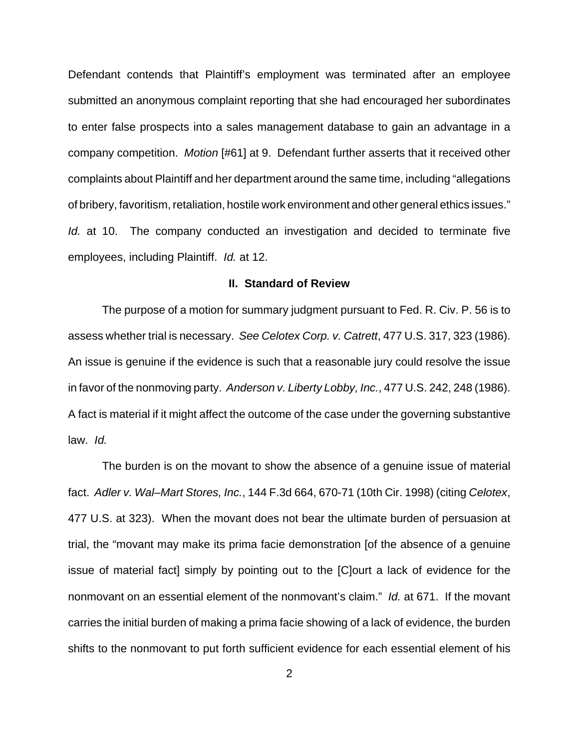Defendant contends that Plaintiff's employment was terminated after an employee submitted an anonymous complaint reporting that she had encouraged her subordinates to enter false prospects into a sales management database to gain an advantage in a company competition. *Motion* [#61] at 9. Defendant further asserts that it received other complaints about Plaintiff and her department around the same time, including "allegations of bribery, favoritism, retaliation, hostile work environment and other general ethics issues." *Id.* at 10. The company conducted an investigation and decided to terminate five employees, including Plaintiff. *Id.* at 12.

## II. Standard of Review

The purpose of a motion for summary judgment pursuant to Fed. R. Civ. P. 56 is to assess whether trial is necessary. *See Celotex Corp. v. Catrett*, 477 U.S. 317, 323 (1986). An issue is genuine if the evidence is such that a reasonable jury could resolve the issue in favor of the nonmoving party. *Anderson v. Liberty Lobby, Inc.*, 477 U.S. 242, 248 (1986). A fact is material if it might affect the outcome of the case under the governing substantive law. *Id.*

The burden is on the movant to show the absence of a genuine issue of material fact. *Adler v. Wal–Mart Stores, Inc.*, 144 F.3d 664, 670-71 (10th Cir. 1998) (citing *Celotex*, 477 U.S. at 323). When the movant does not bear the ultimate burden of persuasion at trial, the "movant may make its prima facie demonstration [of the absence of a genuine issue of material fact] simply by pointing out to the [C]ourt a lack of evidence for the nonmovant on an essential element of the nonmovant's claim." *Id.* at 671. If the movant carries the initial burden of making a prima facie showing of a lack of evidence, the burden shifts to the nonmovant to put forth sufficient evidence for each essential element of his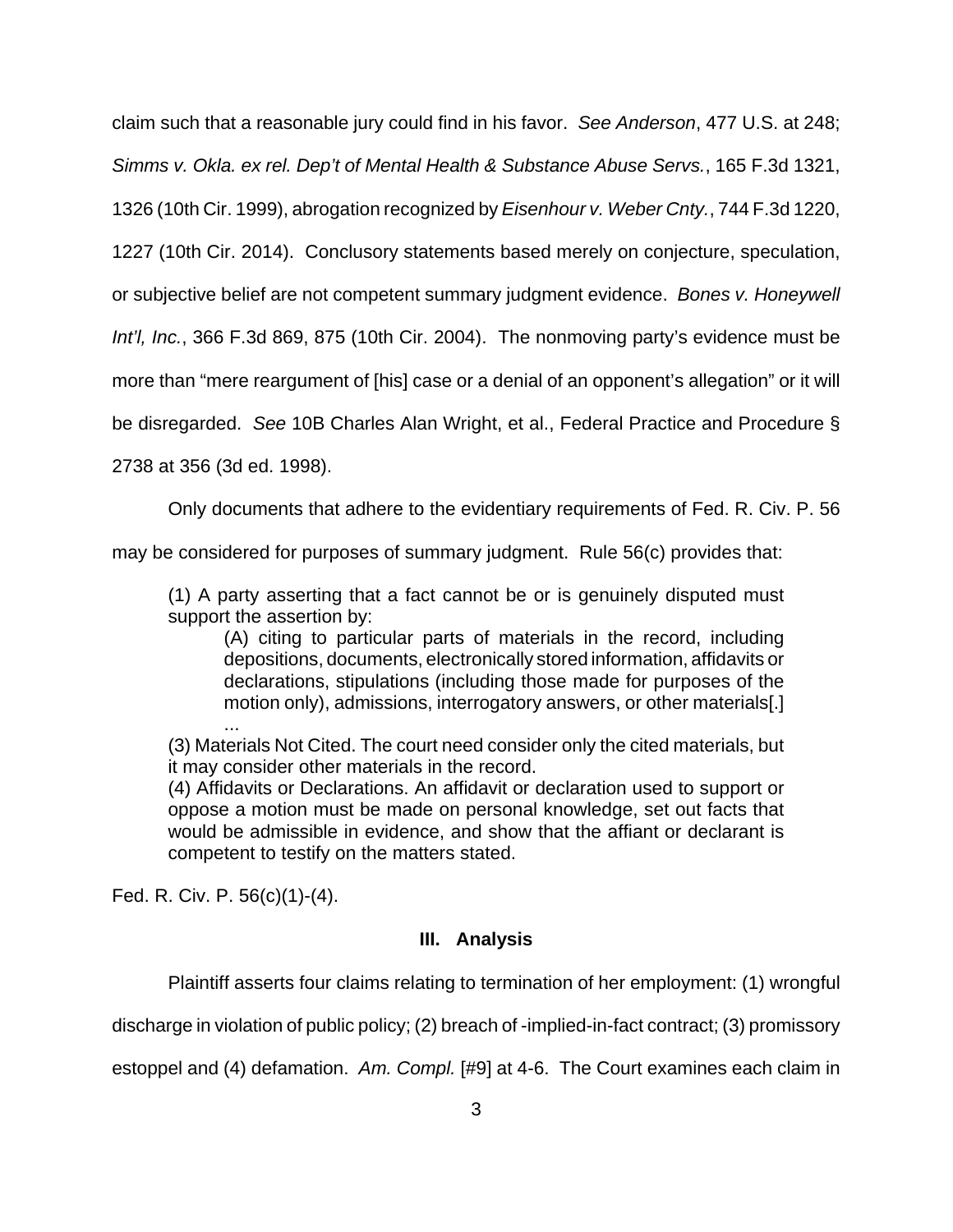claim such that a reasonable jury could find in his favor. *See Anderson*, 477 U.S. at 248; *Simms v. Okla. ex rel. Dep't of Mental Health & Substance Abuse Servs.*, 165 F.3d 1321, 1326 (10th Cir. 1999), abrogation recognized by *Eisenhour v. Weber Cnty.*, 744 F.3d 1220, 1227 (10th Cir. 2014). Conclusory statements based merely on conjecture, speculation, or subjective belief are not competent summary judgment evidence. *Bones v. Honeywell Int'l, Inc.*, 366 F.3d 869, 875 (10th Cir. 2004). The nonmoving party's evidence must be more than "mere reargument of [his] case or a denial of an opponent's allegation" or it will be disregarded. *See* 10B Charles Alan Wright, et al., Federal Practice and Procedure § 2738 at 356 (3d ed. 1998).

Only documents that adhere to the evidentiary requirements of Fed. R. Civ. P. 56 may be considered for purposes of summary judgment. Rule 56(c) provides that:

> (1) A party asserting that a fact cannot be or is genuinely disputed must support the assertion by:
>
> > (A) citing to particular parts of materials in the record, including depositions, documents, electronically stored information, affidavits or declarations, stipulations (including those made for purposes of the motion only), admissions, interrogatory answers, or other materials[.]
> >
> > ...
>
> (3) Materials Not Cited. The court need consider only the cited materials, but it may consider other materials in the record.
>
> (4) Affidavits or Declarations. An affidavit or declaration used to support or oppose a motion must be made on personal knowledge, set out facts that would be admissible in evidence, and show that the affiant or declarant is competent to testify on the matters stated.

Fed. R. Civ. P. 56(c)(1)-(4).

## III. Analysis

Plaintiff asserts four claims relating to termination of her employment: (1) wrongful discharge in violation of public policy; (2) breach of -implied-in-fact contract; (3) promissory estoppel and (4) defamation. *Am. Compl.* [#9] at 4-6. The Court examines each claim in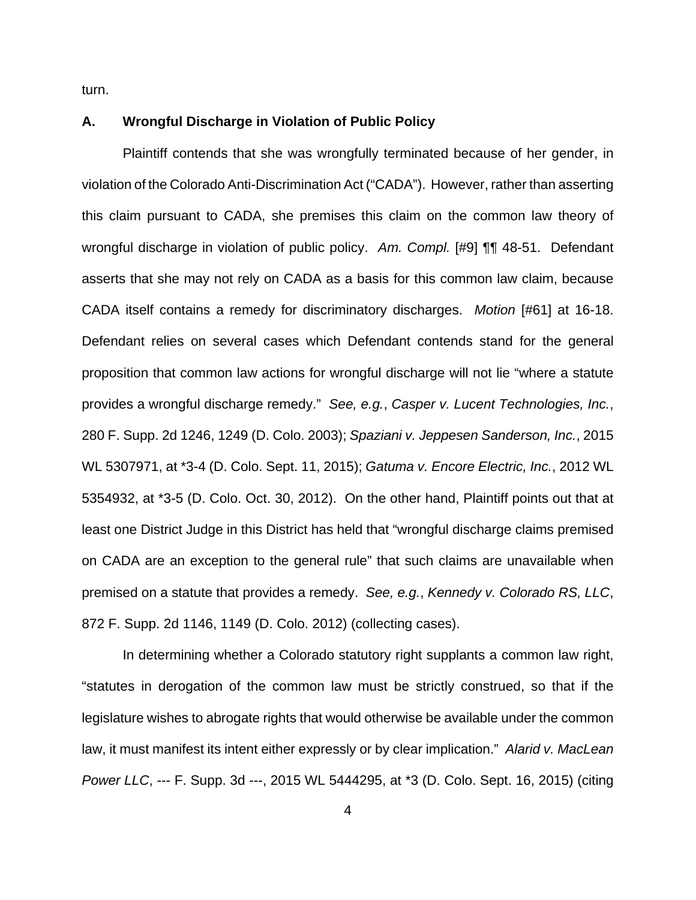turn.

### A. Wrongful Discharge in Violation of Public Policy

Plaintiff contends that she was wrongfully terminated because of her gender, in violation of the Colorado Anti-Discrimination Act ("CADA"). However, rather than asserting this claim pursuant to CADA, she premises this claim on the common law theory of wrongful discharge in violation of public policy. *Am. Compl.* [#9] ¶¶ 48-51. Defendant asserts that she may not rely on CADA as a basis for this common law claim, because CADA itself contains a remedy for discriminatory discharges. *Motion* [#61] at 16-18. Defendant relies on several cases which Defendant contends stand for the general proposition that common law actions for wrongful discharge will not lie "where a statute provides a wrongful discharge remedy." *See, e.g.*, *Casper v. Lucent Technologies, Inc.*, 280 F. Supp. 2d 1246, 1249 (D. Colo. 2003); *Spaziani v. Jeppesen Sanderson, Inc.*, 2015 WL 5307971, at *3-4 (D. Colo. Sept. 11, 2015); *Gatuma v. Encore Electric, Inc.*, 2012 WL 5354932, at *3-5 (D. Colo. Oct. 30, 2012). On the other hand, Plaintiff points out that at least one District Judge in this District has held that "wrongful discharge claims premised on CADA are an exception to the general rule" that such claims are unavailable when premised on a statute that provides a remedy. *See, e.g.*, *Kennedy v. Colorado RS, LLC*, 872 F. Supp. 2d 1146, 1149 (D. Colo. 2012) (collecting cases).

In determining whether a Colorado statutory right supplants a common law right, "statutes in derogation of the common law must be strictly construed, so that if the legislature wishes to abrogate rights that would otherwise be available under the common law, it must manifest its intent either expressly or by clear implication." *Alarid v. MacLean Power LLC*, --- F. Supp. 3d ---, 2015 WL 5444295, at *3 (D. Colo. Sept. 16, 2015) (citing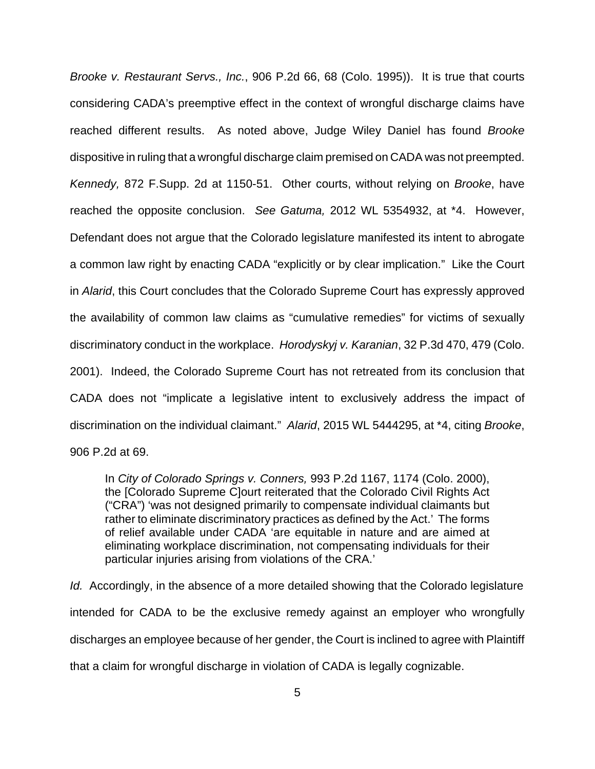*Brooke v. Restaurant Servs., Inc.*, 906 P.2d 66, 68 (Colo. 1995)). It is true that courts considering CADA's preemptive effect in the context of wrongful discharge claims have reached different results. As noted above, Judge Wiley Daniel has found *Brooke* dispositive in ruling that a wrongful discharge claim premised on CADA was not preempted. *Kennedy,* 872 F.Supp. 2d at 1150-51. Other courts, without relying on *Brooke*, have reached the opposite conclusion. *See Gatuma,* 2012 WL 5354932, at *4. However, Defendant does not argue that the Colorado legislature manifested its intent to abrogate a common law right by enacting CADA "explicitly or by clear implication." Like the Court in *Alarid*, this Court concludes that the Colorado Supreme Court has expressly approved the availability of common law claims as "cumulative remedies" for victims of sexually discriminatory conduct in the workplace. *Horodyskyj v. Karanian*, 32 P.3d 470, 479 (Colo. 2001). Indeed, the Colorado Supreme Court has not retreated from its conclusion that CADA does not "implicate a legislative intent to exclusively address the impact of discrimination on the individual claimant." *Alarid*, 2015 WL 5444295, at *4, citing *Brooke*, 906 P.2d at 69.

> In *City of Colorado Springs v. Conners,* 993 P.2d 1167, 1174 (Colo. 2000), the [Colorado Supreme C]ourt reiterated that the Colorado Civil Rights Act ("CRA") 'was not designed primarily to compensate individual claimants but rather to eliminate discriminatory practices as defined by the Act.' The forms of relief available under CADA 'are equitable in nature and are aimed at eliminating workplace discrimination, not compensating individuals for their particular injuries arising from violations of the CRA.'

*Id.* Accordingly, in the absence of a more detailed showing that the Colorado legislature intended for CADA to be the exclusive remedy against an employer who wrongfully discharges an employee because of her gender, the Court is inclined to agree with Plaintiff that a claim for wrongful discharge in violation of CADA is legally cognizable.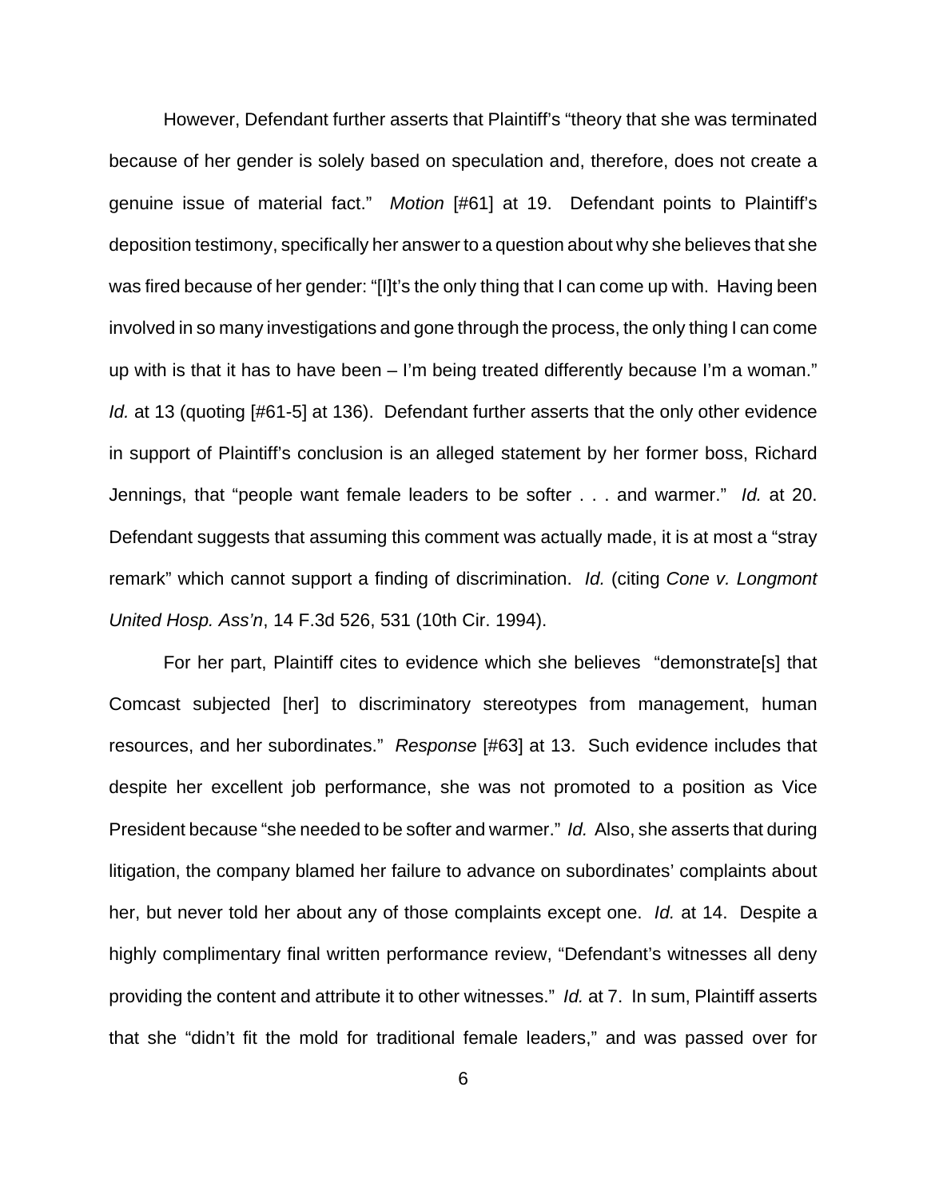However, Defendant further asserts that Plaintiff's "theory that she was terminated because of her gender is solely based on speculation and, therefore, does not create a genuine issue of material fact." *Motion* [#61] at 19. Defendant points to Plaintiff's deposition testimony, specifically her answer to a question about why she believes that she was fired because of her gender: "[I]t's the only thing that I can come up with. Having been involved in so many investigations and gone through the process, the only thing I can come up with is that it has to have been – I'm being treated differently because I'm a woman." *Id.* at 13 (quoting [#61-5] at 136). Defendant further asserts that the only other evidence in support of Plaintiff's conclusion is an alleged statement by her former boss, Richard Jennings, that "people want female leaders to be softer . . . and warmer." *Id.* at 20. Defendant suggests that assuming this comment was actually made, it is at most a "stray remark" which cannot support a finding of discrimination. *Id.* (citing *Cone v. Longmont United Hosp. Ass'n*, 14 F.3d 526, 531 (10th Cir. 1994).

For her part, Plaintiff cites to evidence which she believes "demonstrate[s] that Comcast subjected [her] to discriminatory stereotypes from management, human resources, and her subordinates." *Response* [#63] at 13. Such evidence includes that despite her excellent job performance, she was not promoted to a position as Vice President because "she needed to be softer and warmer." *Id.* Also, she asserts that during litigation, the company blamed her failure to advance on subordinates' complaints about her, but never told her about any of those complaints except one. *Id.* at 14. Despite a highly complimentary final written performance review, "Defendant's witnesses all deny providing the content and attribute it to other witnesses." *Id.* at 7. In sum, Plaintiff asserts that she "didn't fit the mold for traditional female leaders," and was passed over for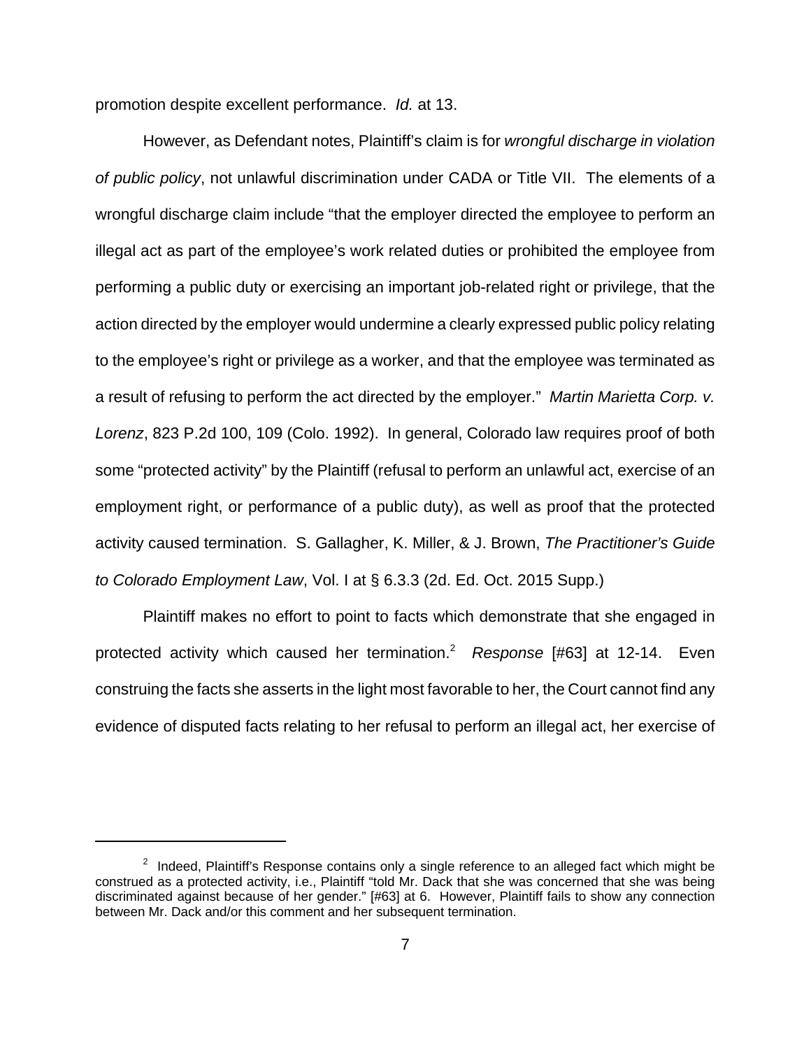promotion despite excellent performance. *Id.* at 13.

However, as Defendant notes, Plaintiff's claim is for *wrongful discharge in violation of public policy*, not unlawful discrimination under CADA or Title VII. The elements of a wrongful discharge claim include "that the employer directed the employee to perform an illegal act as part of the employee's work related duties or prohibited the employee from performing a public duty or exercising an important job-related right or privilege, that the action directed by the employer would undermine a clearly expressed public policy relating to the employee's right or privilege as a worker, and that the employee was terminated as a result of refusing to perform the act directed by the employer." *Martin Marietta Corp. v. Lorenz*, 823 P.2d 100, 109 (Colo. 1992). In general, Colorado law requires proof of both some "protected activity" by the Plaintiff (refusal to perform an unlawful act, exercise of an employment right, or performance of a public duty), as well as proof that the protected activity caused termination. S. Gallagher, K. Miller, & J. Brown, *The Practitioner's Guide to Colorado Employment Law*, Vol. I at § 6.3.3 (2d. Ed. Oct. 2015 Supp.)

Plaintiff makes no effort to point to facts which demonstrate that she engaged in protected activity which caused her termination.[2] *Response* [#63] at 12-14. Even construing the facts she asserts in the light most favorable to her, the Court cannot find any evidence of disputed facts relating to her refusal to perform an illegal act, her exercise of

---

[2] Indeed, Plaintiff's Response contains only a single reference to an alleged fact which might be construed as a protected activity, i.e., Plaintiff "told Mr. Dack that she was concerned that she was being discriminated against because of her gender." [#63] at 6. However, Plaintiff fails to show any connection between Mr. Dack and/or this comment and her subsequent termination.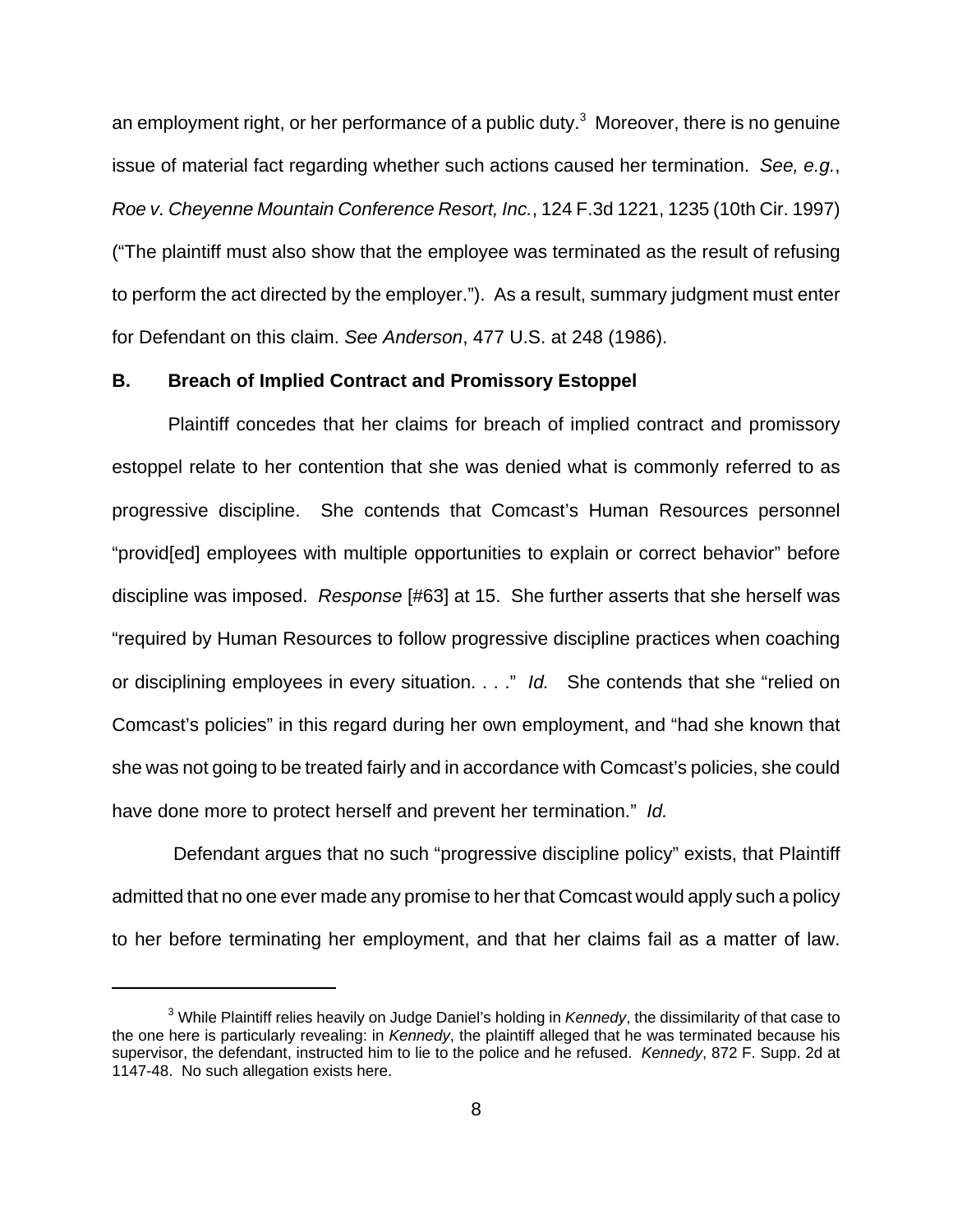an employment right, or her performance of a public duty.[3] Moreover, there is no genuine issue of material fact regarding whether such actions caused her termination. *See, e.g.*, *Roe v. Cheyenne Mountain Conference Resort, Inc.*, 124 F.3d 1221, 1235 (10th Cir. 1997) ("The plaintiff must also show that the employee was terminated as the result of refusing to perform the act directed by the employer."). As a result, summary judgment must enter for Defendant on this claim. *See Anderson*, 477 U.S. at 248 (1986).

**B. Breach of Implied Contract and Promissory Estoppel**

Plaintiff concedes that her claims for breach of implied contract and promissory estoppel relate to her contention that she was denied what is commonly referred to as progressive discipline. She contends that Comcast's Human Resources personnel "provid[ed] employees with multiple opportunities to explain or correct behavior" before discipline was imposed. *Response* [#63] at 15. She further asserts that she herself was "required by Human Resources to follow progressive discipline practices when coaching or disciplining employees in every situation. . . ." *Id.* She contends that she "relied on Comcast's policies" in this regard during her own employment, and "had she known that she was not going to be treated fairly and in accordance with Comcast's policies, she could have done more to protect herself and prevent her termination." *Id.*

Defendant argues that no such "progressive discipline policy" exists, that Plaintiff admitted that no one ever made any promise to her that Comcast would apply such a policy to her before terminating her employment, and that her claims fail as a matter of law.

[3] While Plaintiff relies heavily on Judge Daniel's holding in *Kennedy*, the dissimilarity of that case to the one here is particularly revealing: in *Kennedy*, the plaintiff alleged that he was terminated because his supervisor, the defendant, instructed him to lie to the police and he refused. *Kennedy*, 872 F. Supp. 2d at 1147-48. No such allegation exists here.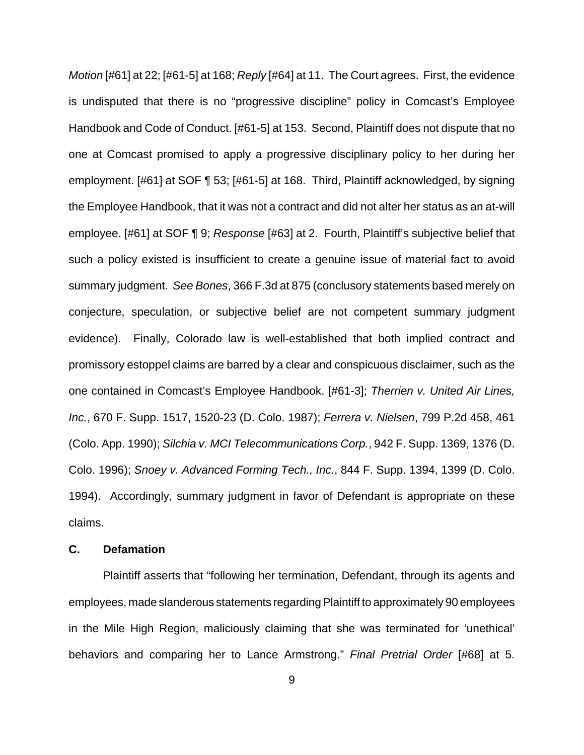*Motion* [#61] at 22; [#61-5] at 168; *Reply* [#64] at 11. The Court agrees. First, the evidence is undisputed that there is no "progressive discipline" policy in Comcast's Employee Handbook and Code of Conduct. [#61-5] at 153. Second, Plaintiff does not dispute that no one at Comcast promised to apply a progressive disciplinary policy to her during her employment. [#61] at SOF ¶ 53; [#61-5] at 168. Third, Plaintiff acknowledged, by signing the Employee Handbook, that it was not a contract and did not alter her status as an at-will employee. [#61] at SOF ¶ 9; *Response* [#63] at 2. Fourth, Plaintiff's subjective belief that such a policy existed is insufficient to create a genuine issue of material fact to avoid summary judgment. *See Bones*, 366 F.3d at 875 (conclusory statements based merely on conjecture, speculation, or subjective belief are not competent summary judgment evidence). Finally, Colorado law is well-established that both implied contract and promissory estoppel claims are barred by a clear and conspicuous disclaimer, such as the one contained in Comcast's Employee Handbook. [#61-3]; *Therrien v. United Air Lines, Inc.*, 670 F. Supp. 1517, 1520-23 (D. Colo. 1987); *Ferrera v. Nielsen*, 799 P.2d 458, 461 (Colo. App. 1990); *Silchia v. MCI Telecommunications Corp.*, 942 F. Supp. 1369, 1376 (D. Colo. 1996); *Snoey v. Advanced Forming Tech., Inc.*, 844 F. Supp. 1394, 1399 (D. Colo. 1994). Accordingly, summary judgment in favor of Defendant is appropriate on these claims.

### C. Defamation

Plaintiff asserts that "following her termination, Defendant, through its agents and employees, made slanderous statements regarding Plaintiff to approximately 90 employees in the Mile High Region, maliciously claiming that she was terminated for 'unethical' behaviors and comparing her to Lance Armstrong." *Final Pretrial Order* [#68] at 5.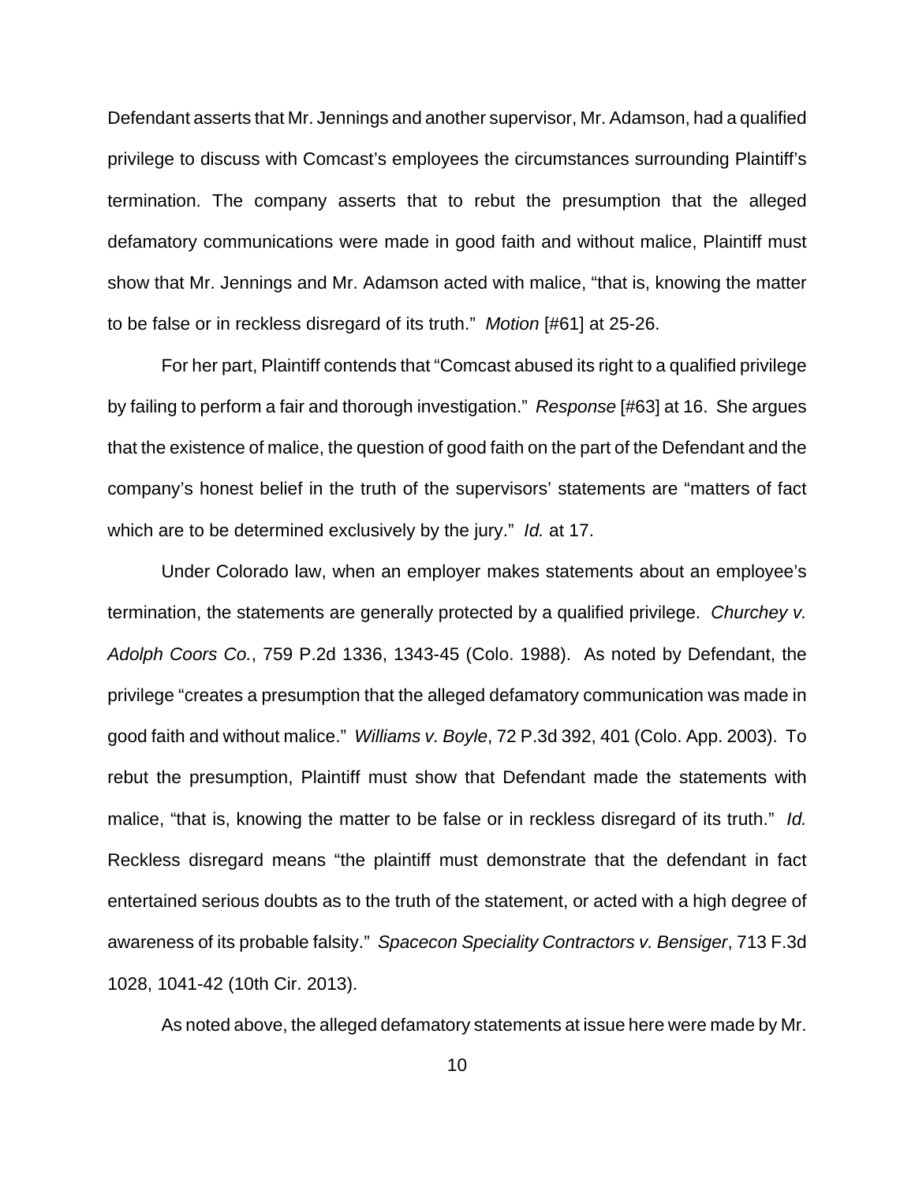Defendant asserts that Mr. Jennings and another supervisor, Mr. Adamson, had a qualified privilege to discuss with Comcast's employees the circumstances surrounding Plaintiff's termination. The company asserts that to rebut the presumption that the alleged defamatory communications were made in good faith and without malice, Plaintiff must show that Mr. Jennings and Mr. Adamson acted with malice, "that is, knowing the matter to be false or in reckless disregard of its truth." *Motion* [#61] at 25-26.

For her part, Plaintiff contends that "Comcast abused its right to a qualified privilege by failing to perform a fair and thorough investigation." *Response* [#63] at 16. She argues that the existence of malice, the question of good faith on the part of the Defendant and the company's honest belief in the truth of the supervisors' statements are "matters of fact which are to be determined exclusively by the jury." *Id.* at 17.

Under Colorado law, when an employer makes statements about an employee's termination, the statements are generally protected by a qualified privilege. *Churchey v. Adolph Coors Co.*, 759 P.2d 1336, 1343-45 (Colo. 1988). As noted by Defendant, the privilege "creates a presumption that the alleged defamatory communication was made in good faith and without malice." *Williams v. Boyle*, 72 P.3d 392, 401 (Colo. App. 2003). To rebut the presumption, Plaintiff must show that Defendant made the statements with malice, "that is, knowing the matter to be false or in reckless disregard of its truth." *Id.* Reckless disregard means "the plaintiff must demonstrate that the defendant in fact entertained serious doubts as to the truth of the statement, or acted with a high degree of awareness of its probable falsity." *Spacecon Speciality Contractors v. Bensiger*, 713 F.3d 1028, 1041-42 (10th Cir. 2013).

As noted above, the alleged defamatory statements at issue here were made by Mr.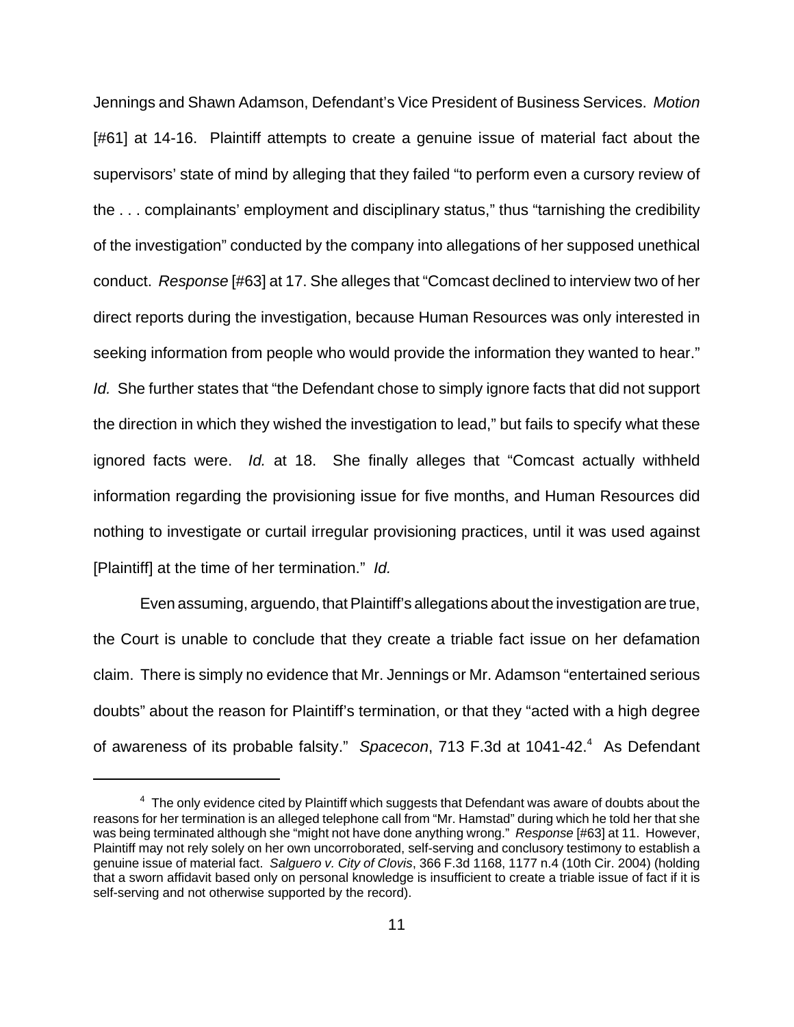Jennings and Shawn Adamson, Defendant's Vice President of Business Services. *Motion* [#61] at 14-16. Plaintiff attempts to create a genuine issue of material fact about the supervisors' state of mind by alleging that they failed "to perform even a cursory review of the . . . complainants' employment and disciplinary status," thus "tarnishing the credibility of the investigation" conducted by the company into allegations of her supposed unethical conduct. *Response* [#63] at 17. She alleges that "Comcast declined to interview two of her direct reports during the investigation, because Human Resources was only interested in seeking information from people who would provide the information they wanted to hear." *Id.* She further states that "the Defendant chose to simply ignore facts that did not support the direction in which they wished the investigation to lead," but fails to specify what these ignored facts were. *Id.* at 18. She finally alleges that "Comcast actually withheld information regarding the provisioning issue for five months, and Human Resources did nothing to investigate or curtail irregular provisioning practices, until it was used against [Plaintiff] at the time of her termination." *Id.*

Even assuming, arguendo, that Plaintiff's allegations about the investigation are true, the Court is unable to conclude that they create a triable fact issue on her defamation claim. There is simply no evidence that Mr. Jennings or Mr. Adamson "entertained serious doubts" about the reason for Plaintiff's termination, or that they "acted with a high degree of awareness of its probable falsity." *Spacecon*, 713 F.3d at 1041-42.[4] As Defendant

---

[4] The only evidence cited by Plaintiff which suggests that Defendant was aware of doubts about the reasons for her termination is an alleged telephone call from "Mr. Hamstad" during which he told her that she was being terminated although she "might not have done anything wrong." *Response* [#63] at 11. However, Plaintiff may not rely solely on her own uncorroborated, self-serving and conclusory testimony to establish a genuine issue of material fact. *Salguero v. City of Clovis*, 366 F.3d 1168, 1177 n.4 (10th Cir. 2004) (holding that a sworn affidavit based only on personal knowledge is insufficient to create a triable issue of fact if it is self-serving and not otherwise supported by the record).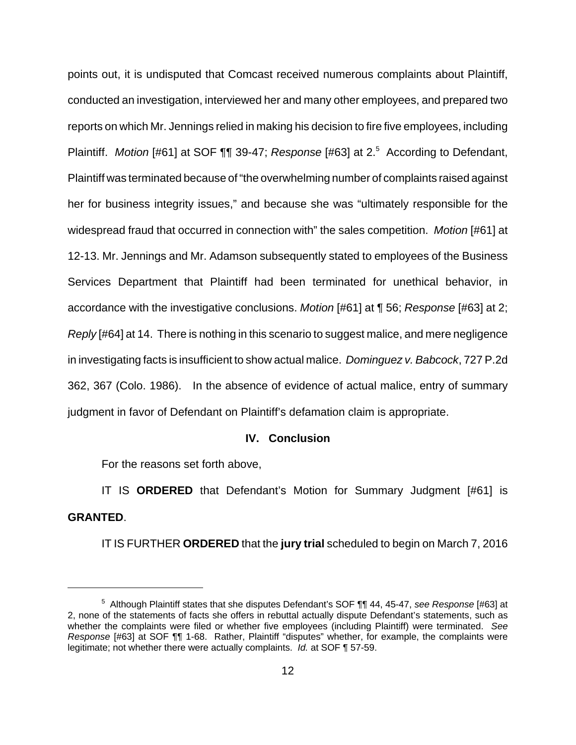points out, it is undisputed that Comcast received numerous complaints about Plaintiff, conducted an investigation, interviewed her and many other employees, and prepared two reports on which Mr. Jennings relied in making his decision to fire five employees, including Plaintiff. *Motion* [#61] at SOF ¶¶ 39-47; *Response* [#63] at 2.[5] According to Defendant, Plaintiff was terminated because of "the overwhelming number of complaints raised against her for business integrity issues," and because she was "ultimately responsible for the widespread fraud that occurred in connection with" the sales competition. *Motion* [#61] at 12-13. Mr. Jennings and Mr. Adamson subsequently stated to employees of the Business Services Department that Plaintiff had been terminated for unethical behavior, in accordance with the investigative conclusions. *Motion* [#61] at ¶ 56; *Response* [#63] at 2; *Reply* [#64] at 14. There is nothing in this scenario to suggest malice, and mere negligence in investigating facts is insufficient to show actual malice. *Dominguez v. Babcock*, 727 P.2d 362, 367 (Colo. 1986). In the absence of evidence of actual malice, entry of summary judgment in favor of Defendant on Plaintiff's defamation claim is appropriate.

## IV. Conclusion

For the reasons set forth above,

IT IS **ORDERED** that Defendant's Motion for Summary Judgment [#61] is **GRANTED**.

IT IS FURTHER **ORDERED** that the **jury trial** scheduled to begin on March 7, 2016

---

[5] Although Plaintiff states that she disputes Defendant's SOF ¶¶ 44, 45-47, *see Response* [#63] at 2, none of the statements of facts she offers in rebuttal actually dispute Defendant's statements, such as whether the complaints were filed or whether five employees (including Plaintiff) were terminated. *See Response* [#63] at SOF ¶¶ 1-68. Rather, Plaintiff "disputes" whether, for example, the complaints were legitimate; not whether there were actually complaints. *Id.* at SOF ¶ 57-59.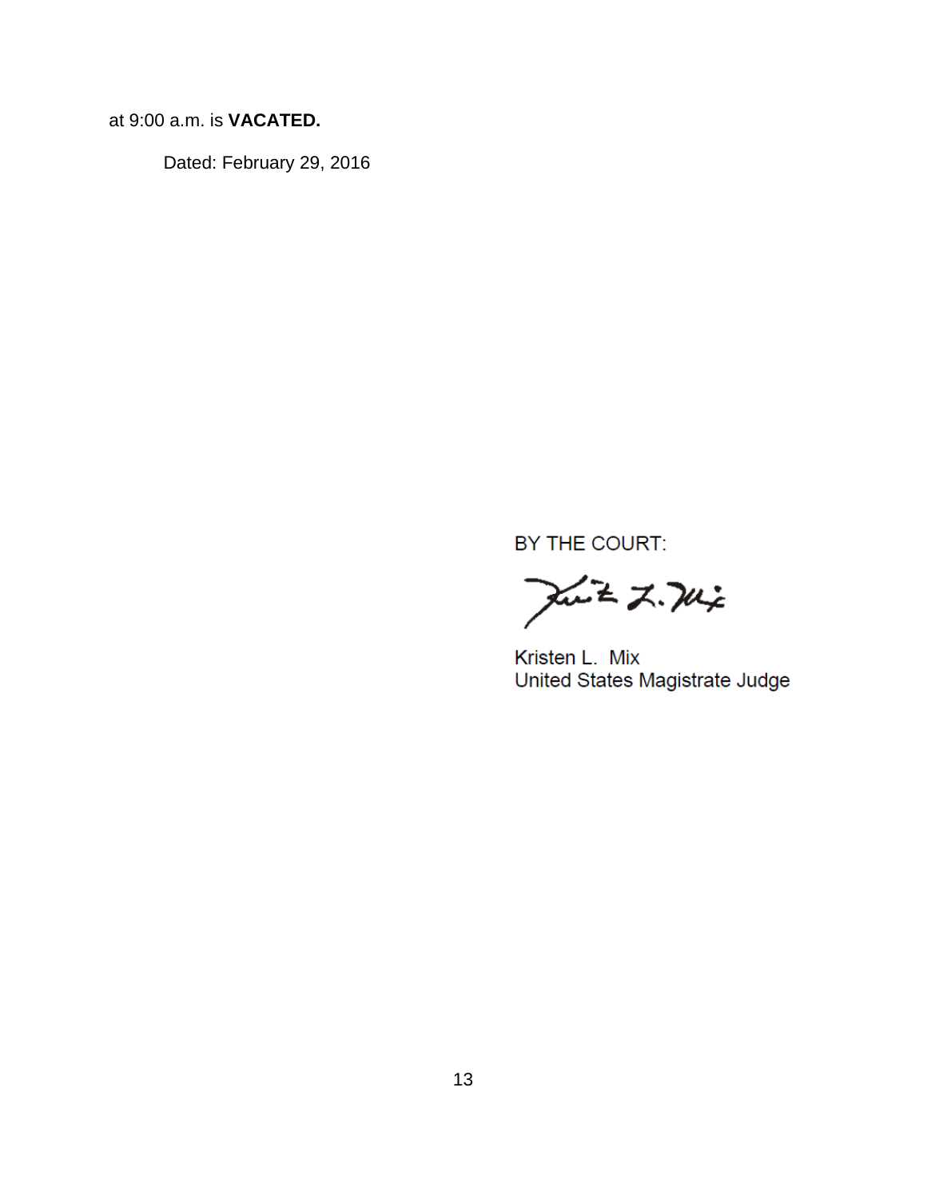at 9:00 a.m. is **VACATED.**

Dated: February 29, 2016

BY THE COURT:

Kristen L. Mix
United States Magistrate Judge